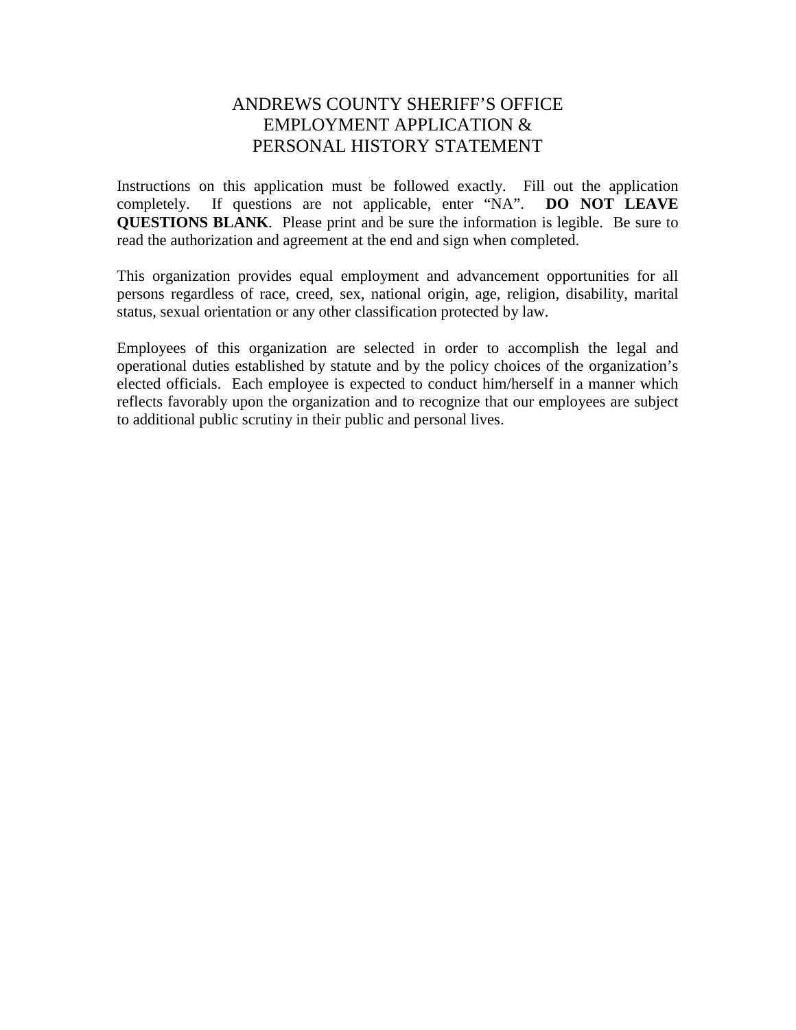# ANDREWS COUNTY SHERIFF'S OFFICE
# EMPLOYMENT APPLICATION &
# PERSONAL HISTORY STATEMENT

Instructions on this application must be followed exactly. Fill out the application completely. If questions are not applicable, enter "NA". **DO NOT LEAVE QUESTIONS BLANK**. Please print and be sure the information is legible. Be sure to read the authorization and agreement at the end and sign when completed.

This organization provides equal employment and advancement opportunities for all persons regardless of race, creed, sex, national origin, age, religion, disability, marital status, sexual orientation or any other classification protected by law.

Employees of this organization are selected in order to accomplish the legal and operational duties established by statute and by the policy choices of the organization's elected officials. Each employee is expected to conduct him/herself in a manner which reflects favorably upon the organization and to recognize that our employees are subject to additional public scrutiny in their public and personal lives.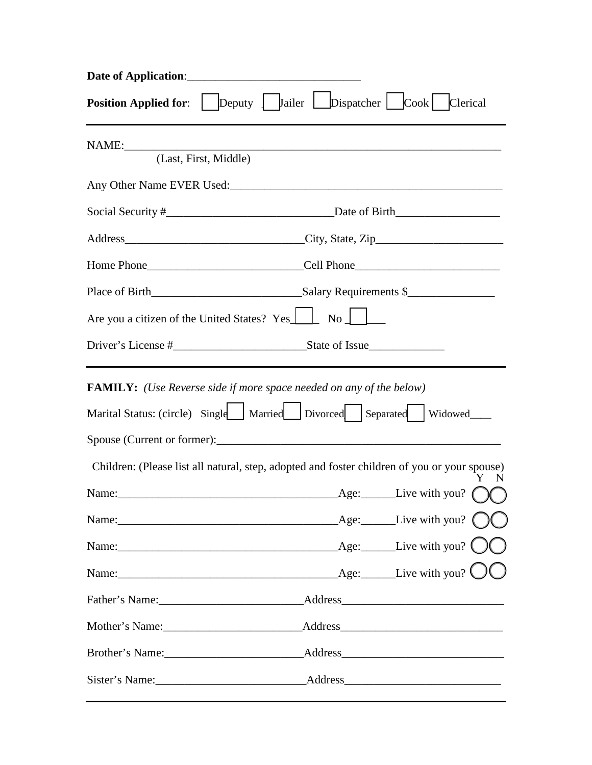**Date of Application**:______________________________

**Position Applied for**: ☐ Deputy ☐ Jailer ☐ Dispatcher ☐ Cook ☐ Clerical

---

NAME:_________________________________________________________________
(Last, First, Middle)

Any Other Name EVER Used:_______________________________________________

Social Security #_____________________________Date of Birth__________________

Address______________________________City, State, Zip______________________

Home Phone__________________________Cell Phone_________________________

Place of Birth_________________________Salary Requirements $_______________

Are you a citizen of the United States? Yes ☐ No ☐

Driver's License #______________________State of Issue_____________

---

**FAMILY:** *(Use Reverse side if more space needed on any of the below)*

Marital Status: (circle) Single ☐ Married ☐ Divorced ☐ Separated ☐ Widowed____

Spouse (Current or former):__________________________________________________

Children: (Please list all natural, step, adopted and foster children of you or your spouse)

Name:_____________________________________Age:______Live with you? Y ◯ N ◯

Name:_____________________________________Age:______Live with you? Y ◯ N ◯

Name:_____________________________________Age:______Live with you? Y ◯ N ◯

Name:_____________________________________Age:______Live with you? Y ◯ N ◯

Father's Name:________________________Address___________________________

Mother's Name:________________________Address___________________________

Brother's Name:________________________Address___________________________

Sister's Name:_________________________Address__________________________

---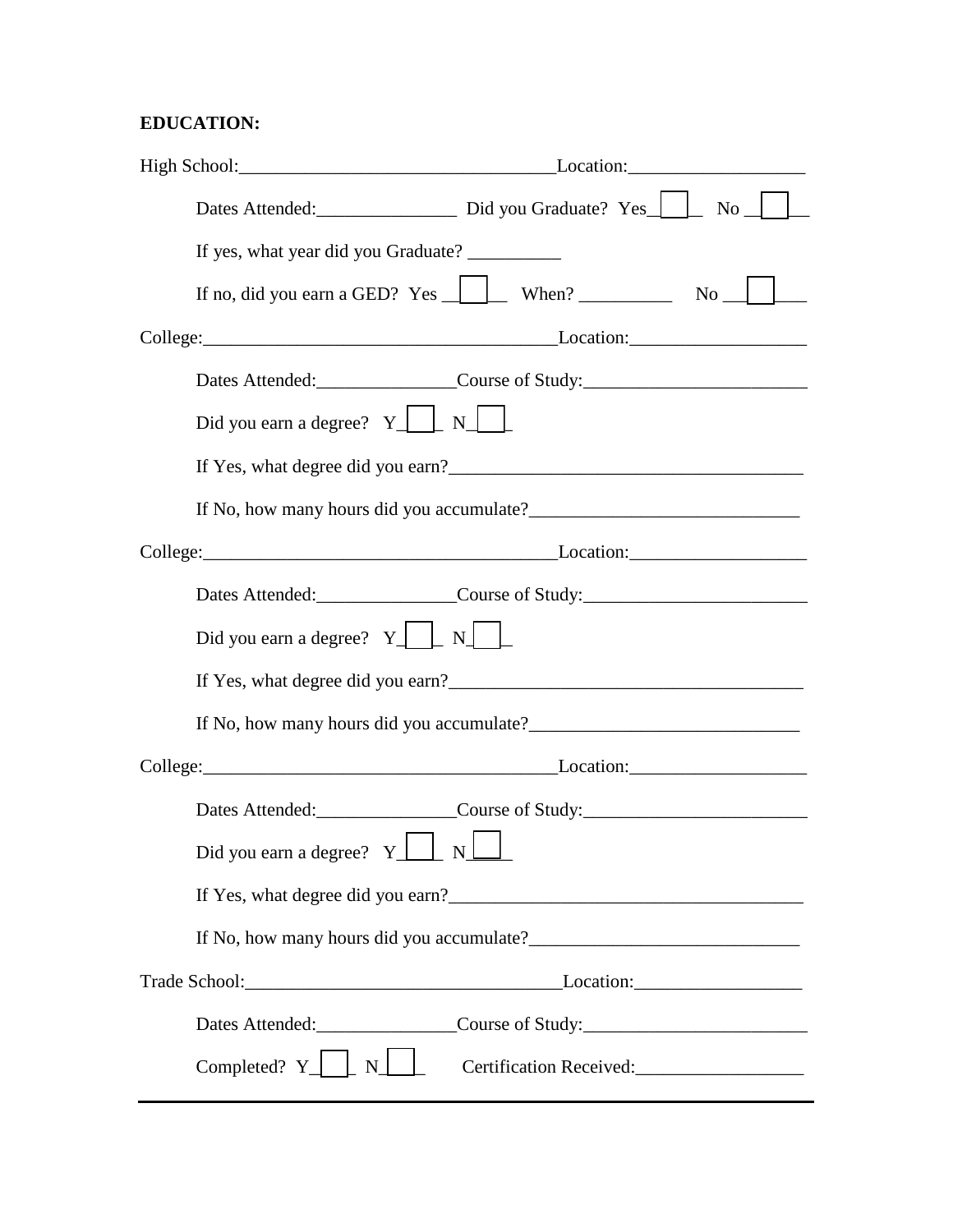**EDUCATION:**

High School:\_\_\_\_\_\_\_\_\_\_\_\_\_\_\_\_\_\_\_\_\_\_\_\_\_\_\_\_\_\_\_\_\_\_Location:\_\_\_\_\_\_\_\_\_\_\_\_\_\_\_\_\_\_\_

Dates Attended:\_\_\_\_\_\_\_\_\_\_\_\_\_\_\_ Did you Graduate? Yes ☐ No ☐

If yes, what year did you Graduate? \_\_\_\_\_\_\_\_\_\_

If no, did you earn a GED? Yes ☐ When? \_\_\_\_\_\_\_\_\_\_ No ☐

College:\_\_\_\_\_\_\_\_\_\_\_\_\_\_\_\_\_\_\_\_\_\_\_\_\_\_\_\_\_\_\_\_\_\_\_\_\_\_Location:\_\_\_\_\_\_\_\_\_\_\_\_\_\_\_\_\_\_\_

Dates Attended:\_\_\_\_\_\_\_\_\_\_\_\_\_\_\_Course of Study:\_\_\_\_\_\_\_\_\_\_\_\_\_\_\_\_\_\_\_\_\_\_\_\_

Did you earn a degree? Y ☐ N ☐

If Yes, what degree did you earn?\_\_\_\_\_\_\_\_\_\_\_\_\_\_\_\_\_\_\_\_\_\_\_\_\_\_\_\_\_\_\_\_\_\_\_\_\_\_

If No, how many hours did you accumulate?\_\_\_\_\_\_\_\_\_\_\_\_\_\_\_\_\_\_\_\_\_\_\_\_\_\_\_\_\_

College:\_\_\_\_\_\_\_\_\_\_\_\_\_\_\_\_\_\_\_\_\_\_\_\_\_\_\_\_\_\_\_\_\_\_\_\_\_\_Location:\_\_\_\_\_\_\_\_\_\_\_\_\_\_\_\_\_\_\_

Dates Attended:\_\_\_\_\_\_\_\_\_\_\_\_\_\_\_Course of Study:\_\_\_\_\_\_\_\_\_\_\_\_\_\_\_\_\_\_\_\_\_\_\_\_

Did you earn a degree? Y ☐ N ☐

If Yes, what degree did you earn?\_\_\_\_\_\_\_\_\_\_\_\_\_\_\_\_\_\_\_\_\_\_\_\_\_\_\_\_\_\_\_\_\_\_\_\_\_\_

If No, how many hours did you accumulate?\_\_\_\_\_\_\_\_\_\_\_\_\_\_\_\_\_\_\_\_\_\_\_\_\_\_\_\_\_

College:\_\_\_\_\_\_\_\_\_\_\_\_\_\_\_\_\_\_\_\_\_\_\_\_\_\_\_\_\_\_\_\_\_\_\_\_\_\_Location:\_\_\_\_\_\_\_\_\_\_\_\_\_\_\_\_\_\_\_

Dates Attended:\_\_\_\_\_\_\_\_\_\_\_\_\_\_\_Course of Study:\_\_\_\_\_\_\_\_\_\_\_\_\_\_\_\_\_\_\_\_\_\_\_\_

Did you earn a degree? Y ☐ N ☐

If Yes, what degree did you earn?\_\_\_\_\_\_\_\_\_\_\_\_\_\_\_\_\_\_\_\_\_\_\_\_\_\_\_\_\_\_\_\_\_\_\_\_\_\_

If No, how many hours did you accumulate?\_\_\_\_\_\_\_\_\_\_\_\_\_\_\_\_\_\_\_\_\_\_\_\_\_\_\_\_\_

Trade School:\_\_\_\_\_\_\_\_\_\_\_\_\_\_\_\_\_\_\_\_\_\_\_\_\_\_\_\_\_\_\_\_\_\_Location:\_\_\_\_\_\_\_\_\_\_\_\_\_\_\_\_\_\_

Dates Attended:\_\_\_\_\_\_\_\_\_\_\_\_\_\_\_Course of Study:\_\_\_\_\_\_\_\_\_\_\_\_\_\_\_\_\_\_\_\_\_\_\_\_

Completed? Y ☐ N ☐ Certification Received:\_\_\_\_\_\_\_\_\_\_\_\_\_\_\_\_\_\_

---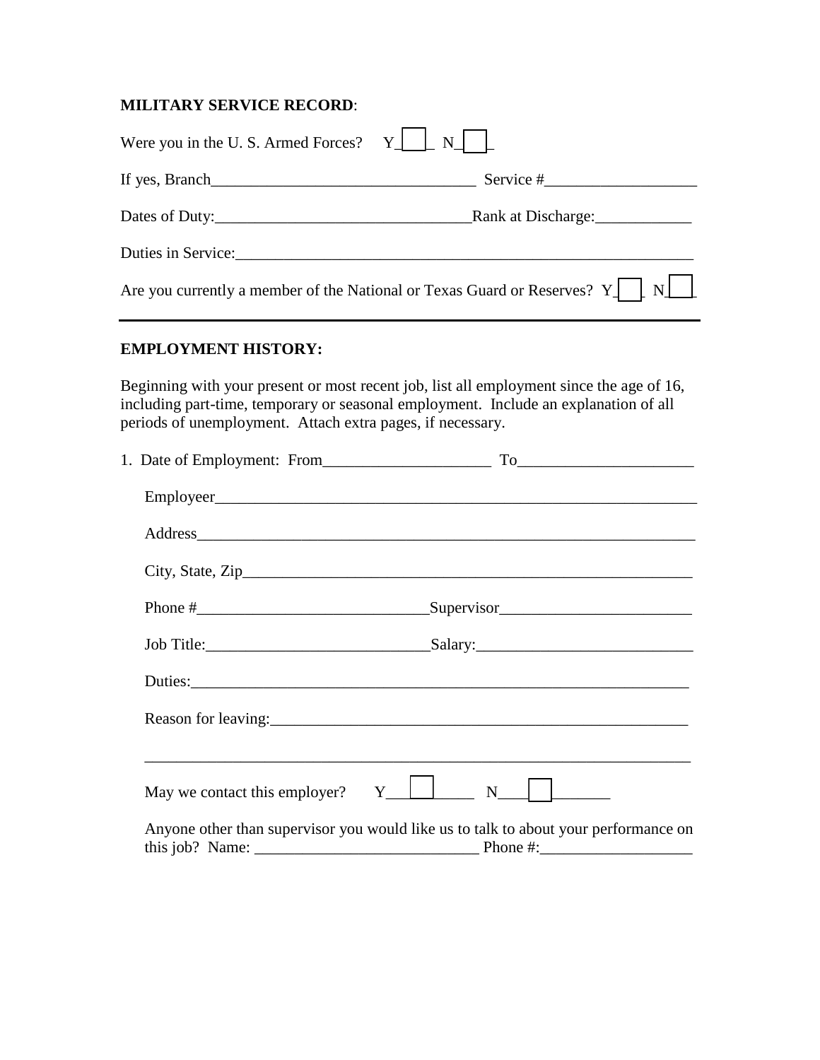**MILITARY SERVICE RECORD**:

Were you in the U. S. Armed Forces? Y☐ N☐

If yes, Branch_________________________________ Service #___________________

Dates of Duty:_______________________________Rank at Discharge:____________

Duties in Service:___________________________________________________________

Are you currently a member of the National or Texas Guard or Reserves? Y☐ N☐

---

**EMPLOYMENT HISTORY:**

Beginning with your present or most recent job, list all employment since the age of 16, including part-time, temporary or seasonal employment. Include an explanation of all periods of unemployment. Attach extra pages, if necessary.

1. Date of Employment: From_____________________ To______________________

   Employeer______________________________________________________________

   Address________________________________________________________________

   City, State, Zip___________________________________________________________

   Phone #_____________________________Supervisor________________________

   Job Title:____________________________Salary:___________________________

   Duties:_______________________________________________________________

   Reason for leaving:______________________________________________________

   _____________________________________________________________________

   May we contact this employer? Y☐ N☐

   Anyone other than supervisor you would like us to talk to about your performance on this job? Name: ____________________________ Phone #:___________________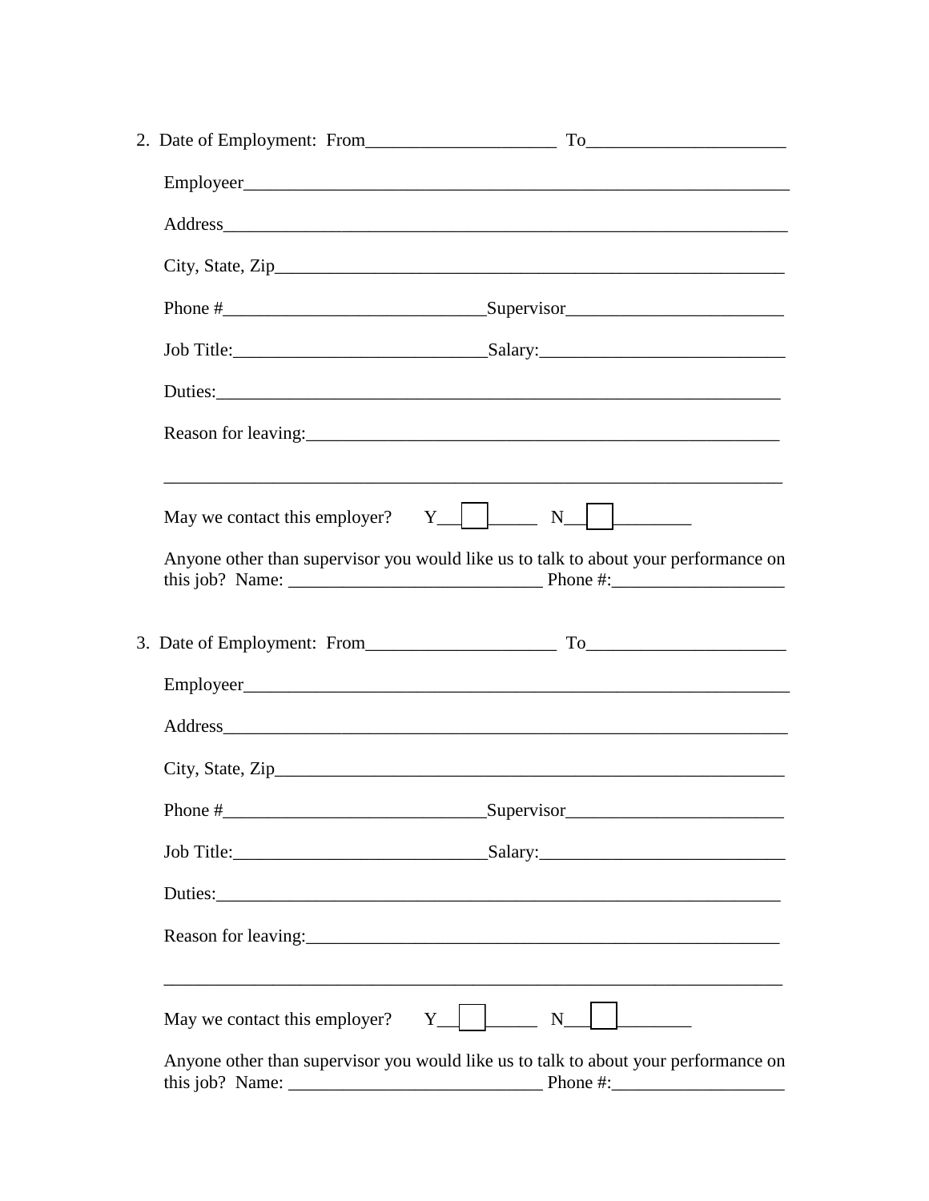2. Date of Employment: From_____________________ To______________________

   Employeer______________________________________________________________

   Address_______________________________________________________________

   City, State, Zip_________________________________________________________

   Phone #____________________________Supervisor________________________

   Job Title:___________________________Salary:___________________________

   Duties:_______________________________________________________________

   Reason for leaving:_____________________________________________________

   ______________________________________________________________________

   May we contact this employer? Y__☐_____ N__☐________

   Anyone other than supervisor you would like us to talk to about your performance on this job? Name: ____________________________ Phone #:___________________

3. Date of Employment: From_____________________ To______________________

   Employeer______________________________________________________________

   Address_______________________________________________________________

   City, State, Zip_________________________________________________________

   Phone #____________________________Supervisor________________________

   Job Title:___________________________Salary:___________________________

   Duties:_______________________________________________________________

   Reason for leaving:_____________________________________________________

   ______________________________________________________________________

   May we contact this employer? Y__☐_____ N__☐________

   Anyone other than supervisor you would like us to talk to about your performance on this job? Name: ____________________________ Phone #:___________________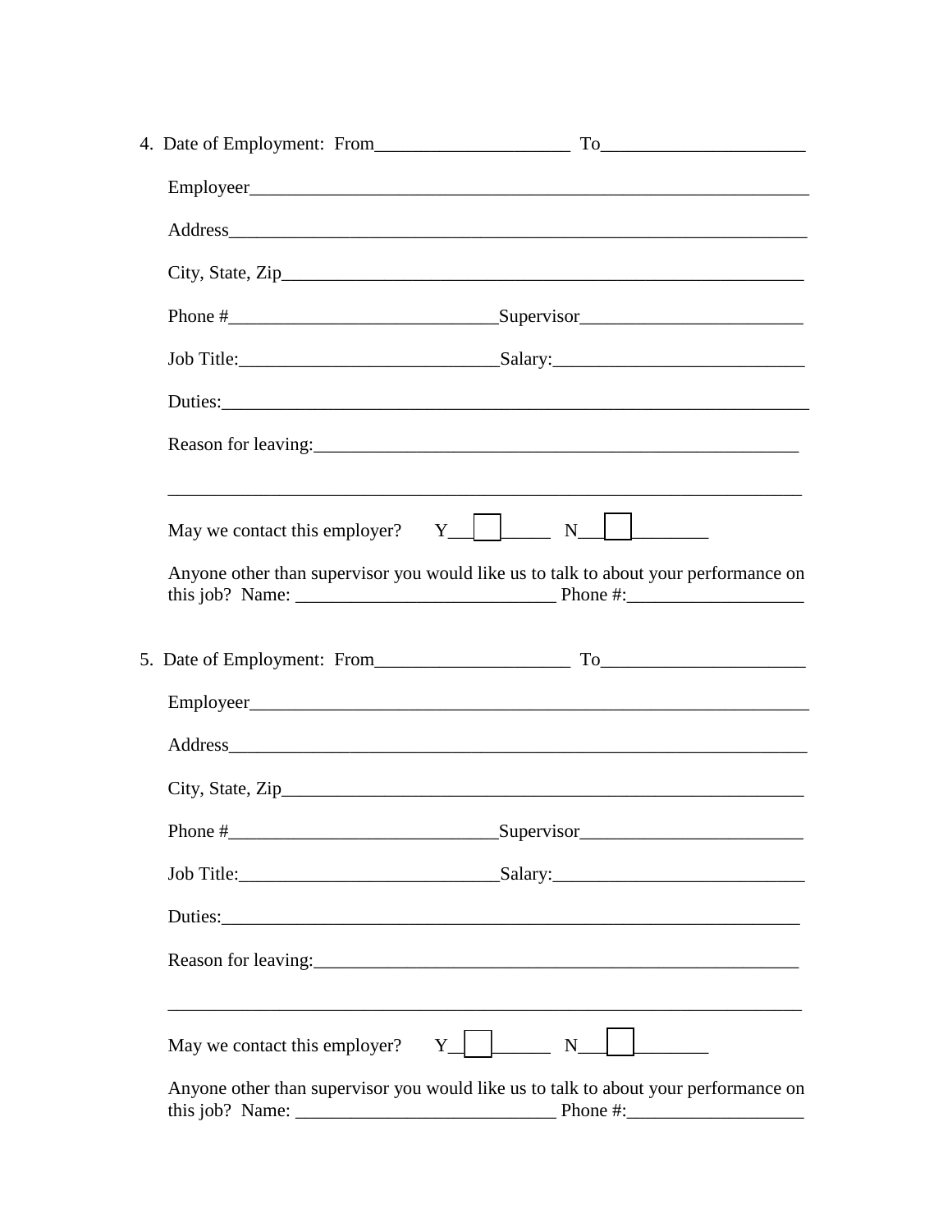4. Date of Employment: From_____________________ To______________________

   Employeer_____________________________________________________________

   Address_______________________________________________________________

   City, State, Zip_________________________________________________________

   Phone #_____________________________Supervisor________________________

   Job Title:____________________________Salary:___________________________

   Duties:_______________________________________________________________

   Reason for leaving:______________________________________________________

   ______________________________________________________________________

   May we contact this employer? Y__☐_____ N__☐________

   Anyone other than supervisor you would like us to talk to about your performance on this job? Name: ____________________________ Phone #:___________________

5. Date of Employment: From_____________________ To______________________

   Employeer_____________________________________________________________

   Address_______________________________________________________________

   City, State, Zip_________________________________________________________

   Phone #_____________________________Supervisor________________________

   Job Title:____________________________Salary:___________________________

   Duties:______________________________________________________________

   Reason for leaving:______________________________________________________

   ______________________________________________________________________

   May we contact this employer? Y__☐______ N__☐________

   Anyone other than supervisor you would like us to talk to about your performance on this job? Name: ____________________________ Phone #:___________________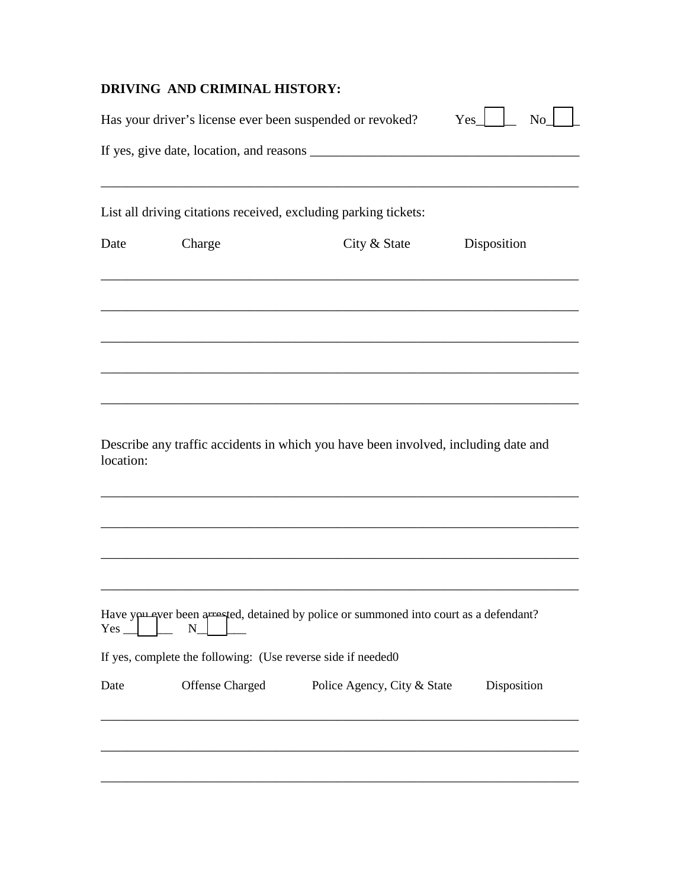**DRIVING AND CRIMINAL HISTORY:**

Has your driver's license ever been suspended or revoked? Yes☐ No☐

If yes, give date, location, and reasons ________________________________________

___________________________________________________________________________

List all driving citations received, excluding parking tickets:

| Date | Charge | City & State | Disposition |
|---|---|---|---|
| | | | |
| | | | |
| | | | |
| | | | |
| | | | |

Describe any traffic accidents in which you have been involved, including date and location:

___________________________________________________________________________

___________________________________________________________________________

___________________________________________________________________________

___________________________________________________________________________

Have you ever been arrested, detained by police or summoned into court as a defendant?
Yes ☐ N☐

If yes, complete the following: (Use reverse side if needed0

| Date | Offense Charged | Police Agency, City & State | Disposition |
|---|---|---|---|
| | | | |
| | | | |
| | | | |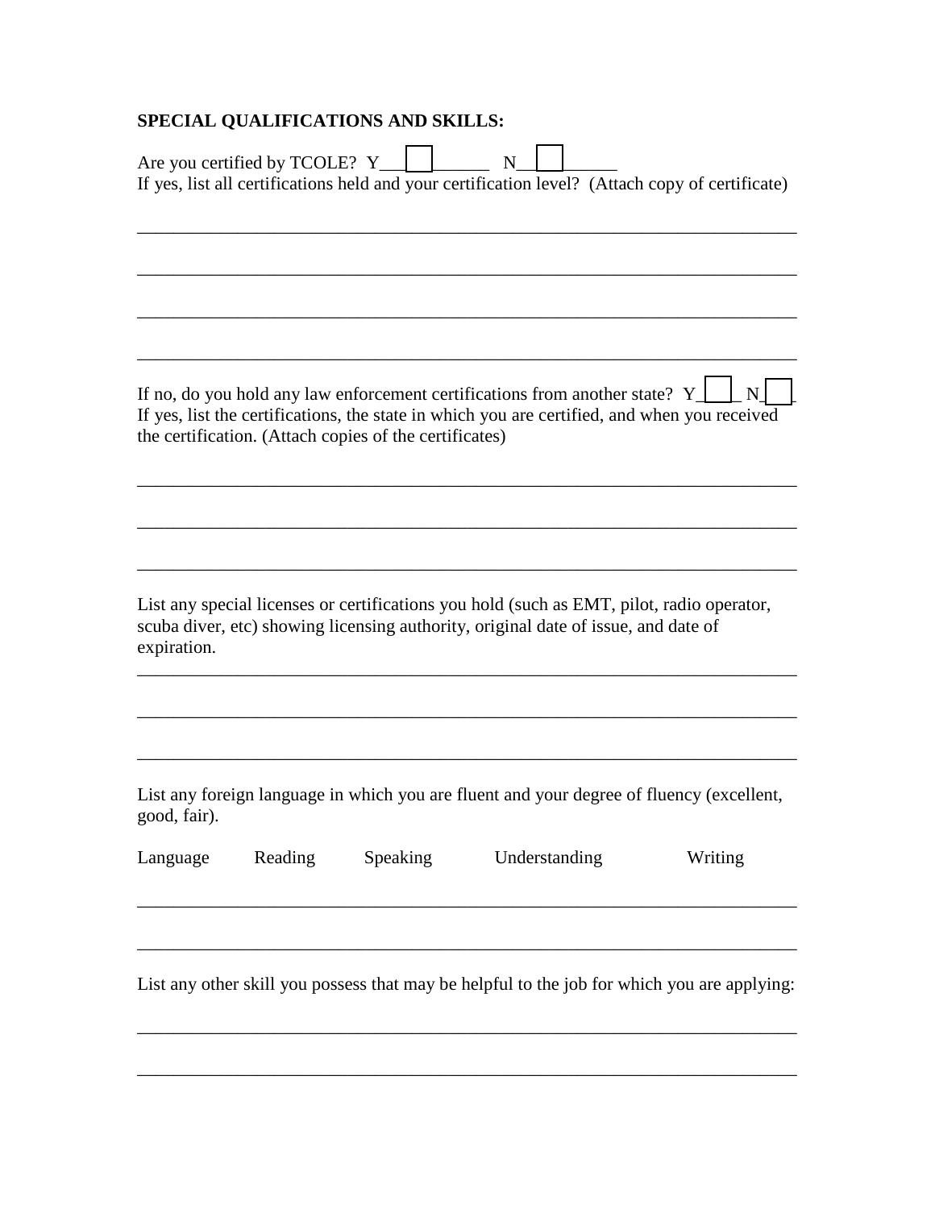**SPECIAL QUALIFICATIONS AND SKILLS:**

Are you certified by TCOLE? Y___☐______ N___☐______
If yes, list all certifications held and your certification level? (Attach copy of certificate)

_______________________________________________________________________

_______________________________________________________________________

_______________________________________________________________________

_______________________________________________________________________

If no, do you hold any law enforcement certifications from another state? Y☐ N☐
If yes, list the certifications, the state in which you are certified, and when you received the certification. (Attach copies of the certificates)

_______________________________________________________________________

_______________________________________________________________________

_______________________________________________________________________

List any special licenses or certifications you hold (such as EMT, pilot, radio operator, scuba diver, etc) showing licensing authority, original date of issue, and date of expiration.

_______________________________________________________________________

_______________________________________________________________________

_______________________________________________________________________

List any foreign language in which you are fluent and your degree of fluency (excellent, good, fair).

| Language | Reading | Speaking | Understanding | Writing |
|---|---|---|---|---|
| | | | | |
| | | | | |

List any other skill you possess that may be helpful to the job for which you are applying:

_______________________________________________________________________

_______________________________________________________________________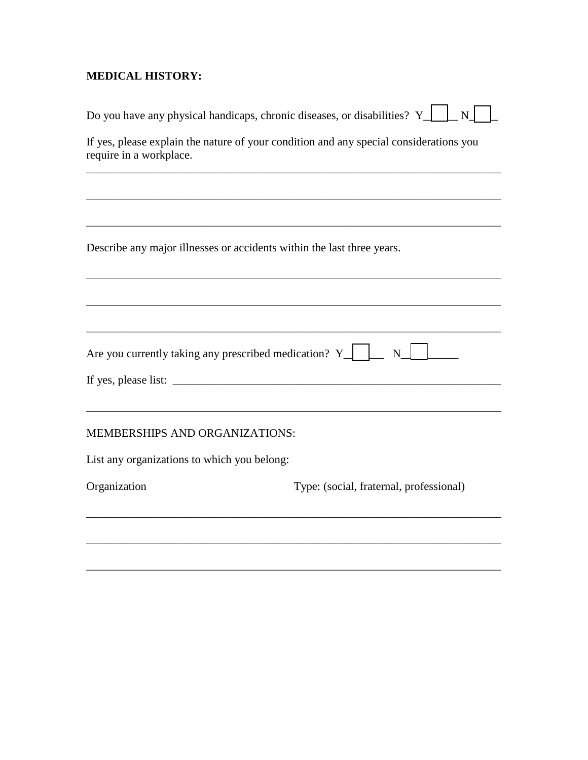**MEDICAL HISTORY:**

Do you have any physical handicaps, chronic diseases, or disabilities? Y☐ N☐

If yes, please explain the nature of your condition and any special considerations you require in a workplace.

___________________________________________________________________________

___________________________________________________________________________

___________________________________________________________________________

Describe any major illnesses or accidents within the last three years.

___________________________________________________________________________

___________________________________________________________________________

___________________________________________________________________________

Are you currently taking any prescribed medication? Y☐ N☐

If yes, please list: _______________________________________________________

___________________________________________________________________________

MEMBERSHIPS AND ORGANIZATIONS:

List any organizations to which you belong:

Organization | Type: (social, fraternal, professional)

___________________________________________________________________________

___________________________________________________________________________

___________________________________________________________________________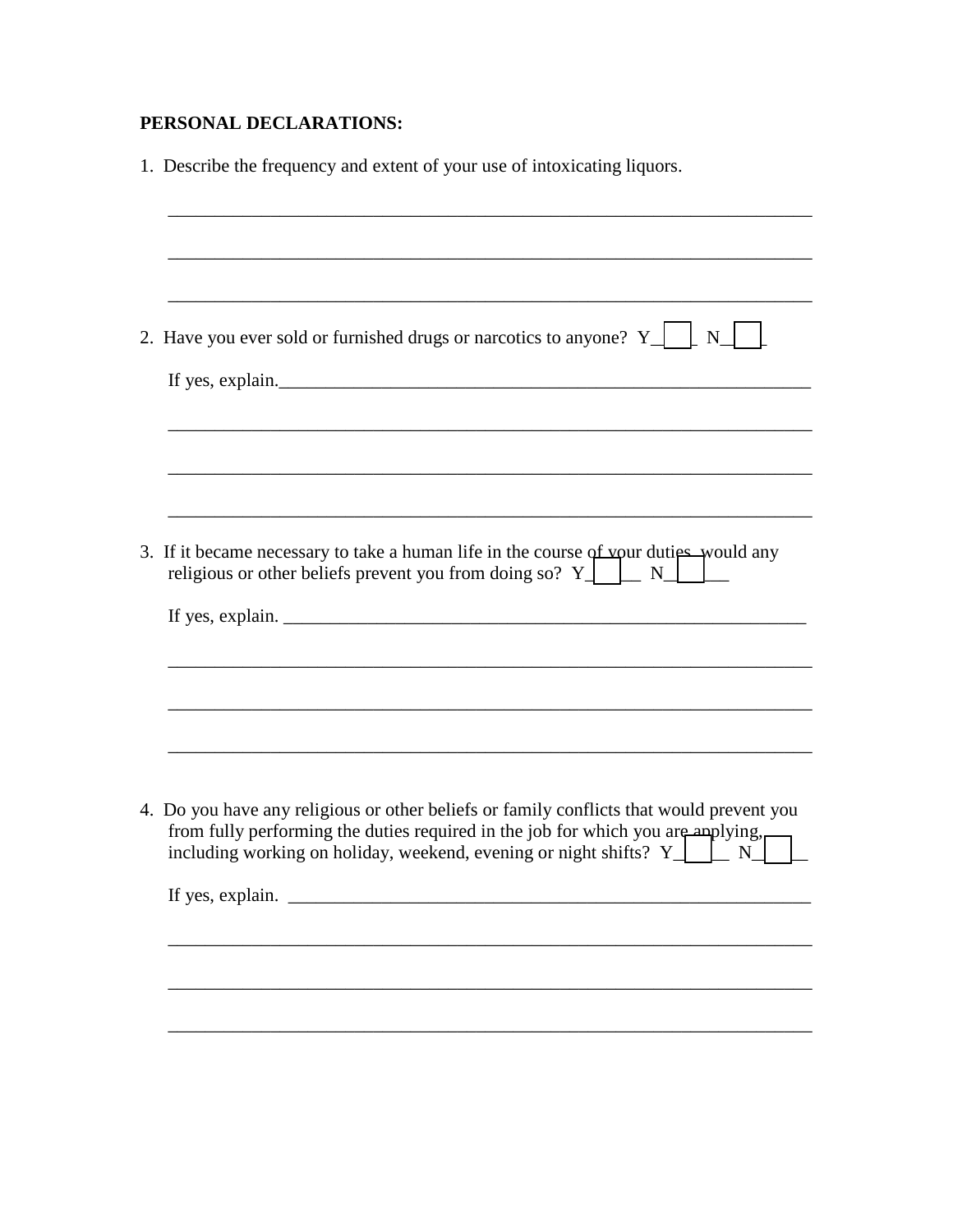**PERSONAL DECLARATIONS:**

1. Describe the frequency and extent of your use of intoxicating liquors.

______________________________________________________________________

______________________________________________________________________

______________________________________________________________________

2. Have you ever sold or furnished drugs or narcotics to anyone? Y☐ N☐

If yes, explain.______________________________________________________________

______________________________________________________________________

______________________________________________________________________

______________________________________________________________________

3. If it became necessary to take a human life in the course of your duties, would any religious or other beliefs prevent you from doing so? Y☐ N☐

If yes, explain. ______________________________________________________________

______________________________________________________________________

______________________________________________________________________

______________________________________________________________________

4. Do you have any religious or other beliefs or family conflicts that would prevent you from fully performing the duties required in the job for which you are applying, including working on holiday, weekend, evening or night shifts? Y☐ N☐

If yes, explain. ______________________________________________________________

______________________________________________________________________

______________________________________________________________________

______________________________________________________________________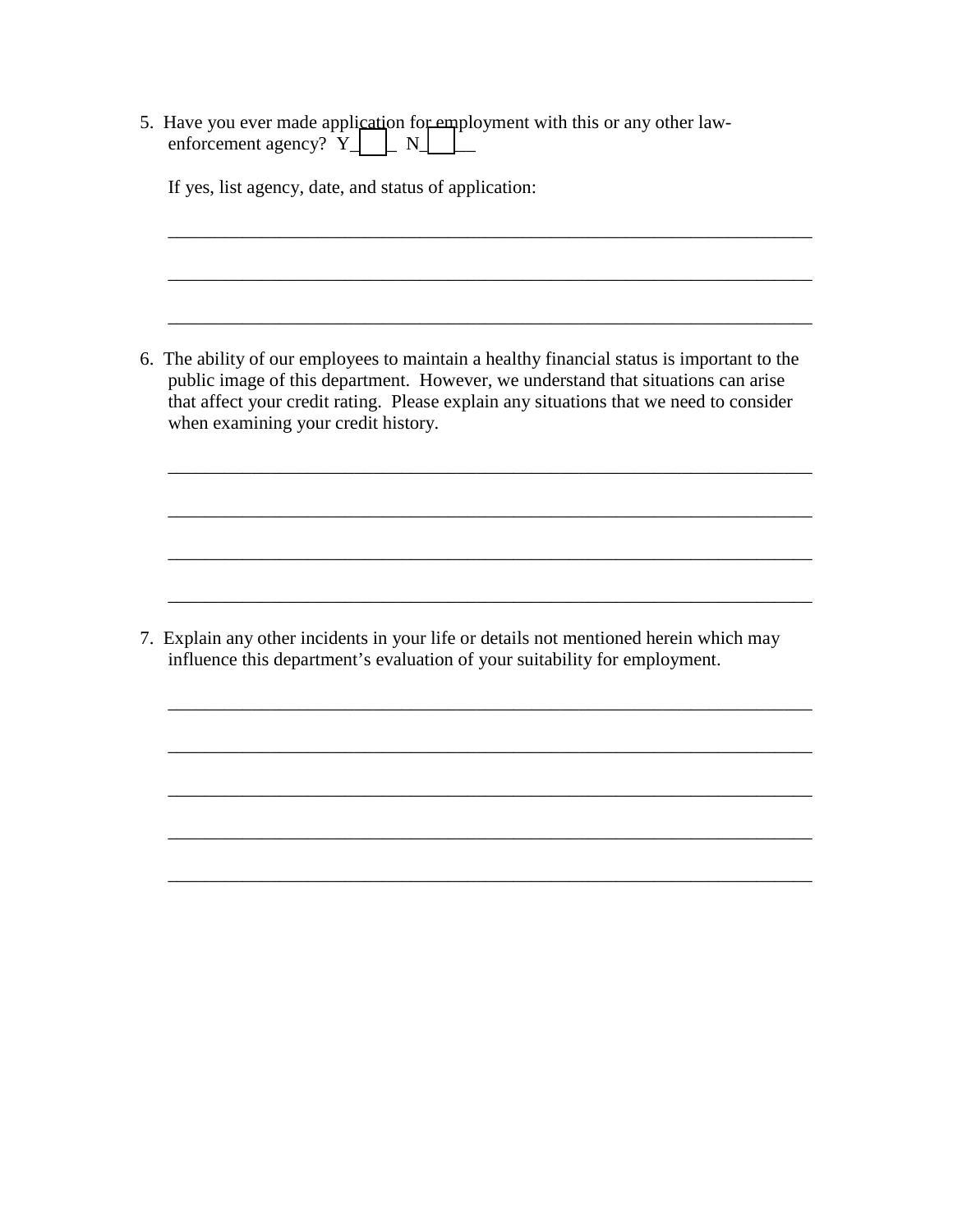5. Have you ever made application for employment with this or any other law-enforcement agency? Y____ N_____

   If yes, list agency, date, and status of application:

   ______________________________________________________________________

   ______________________________________________________________________

   ______________________________________________________________________

6. The ability of our employees to maintain a healthy financial status is important to the public image of this department. However, we understand that situations can arise that affect your credit rating. Please explain any situations that we need to consider when examining your credit history.

   ______________________________________________________________________

   ______________________________________________________________________

   ______________________________________________________________________

   ______________________________________________________________________

7. Explain any other incidents in your life or details not mentioned herein which may influence this department's evaluation of your suitability for employment.

   ______________________________________________________________________

   ______________________________________________________________________

   ______________________________________________________________________

   ______________________________________________________________________

   ______________________________________________________________________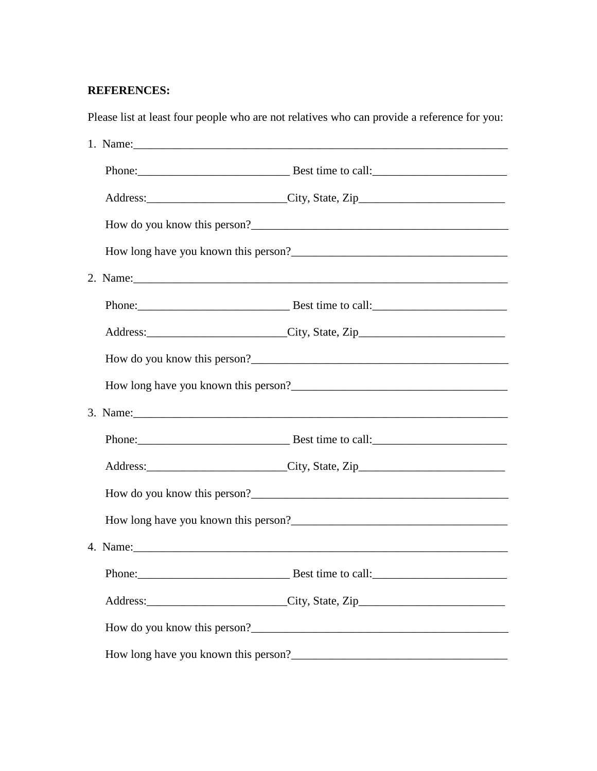**REFERENCES:**

Please list at least four people who are not relatives who can provide a reference for you:

1. Name:___________________________________________________________________

   Phone:__________________________ Best time to call:_______________________

   Address:________________________City, State, Zip_________________________

   How do you know this person?_____________________________________________

   How long have you known this person?_____________________________________

2. Name:___________________________________________________________________

   Phone:__________________________ Best time to call:_______________________

   Address:________________________City, State, Zip_________________________

   How do you know this person?_____________________________________________

   How long have you known this person?_____________________________________

3. Name:___________________________________________________________________

   Phone:__________________________ Best time to call:_______________________

   Address:________________________City, State, Zip_________________________

   How do you know this person?_____________________________________________

   How long have you known this person?_____________________________________

4. Name:___________________________________________________________________

   Phone:__________________________ Best time to call:_______________________

   Address:________________________City, State, Zip_________________________

   How do you know this person?_____________________________________________

   How long have you known this person?_____________________________________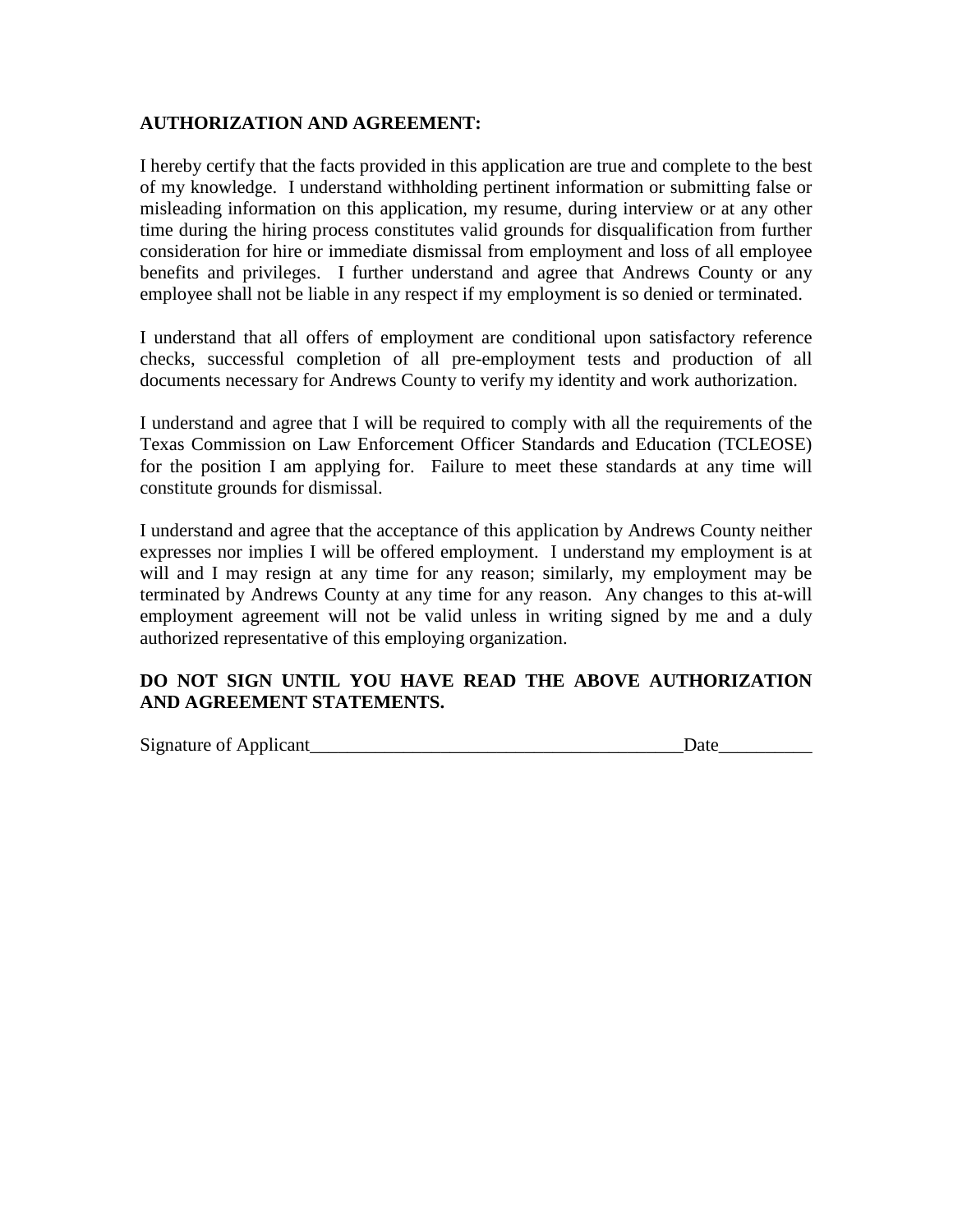**AUTHORIZATION AND AGREEMENT:**

I hereby certify that the facts provided in this application are true and complete to the best of my knowledge. I understand withholding pertinent information or submitting false or misleading information on this application, my resume, during interview or at any other time during the hiring process constitutes valid grounds for disqualification from further consideration for hire or immediate dismissal from employment and loss of all employee benefits and privileges. I further understand and agree that Andrews County or any employee shall not be liable in any respect if my employment is so denied or terminated.

I understand that all offers of employment are conditional upon satisfactory reference checks, successful completion of all pre-employment tests and production of all documents necessary for Andrews County to verify my identity and work authorization.

I understand and agree that I will be required to comply with all the requirements of the Texas Commission on Law Enforcement Officer Standards and Education (TCLEOSE) for the position I am applying for. Failure to meet these standards at any time will constitute grounds for dismissal.

I understand and agree that the acceptance of this application by Andrews County neither expresses nor implies I will be offered employment. I understand my employment is at will and I may resign at any time for any reason; similarly, my employment may be terminated by Andrews County at any time for any reason. Any changes to this at-will employment agreement will not be valid unless in writing signed by me and a duly authorized representative of this employing organization.

**DO NOT SIGN UNTIL YOU HAVE READ THE ABOVE AUTHORIZATION AND AGREEMENT STATEMENTS.**

Signature of Applicant________________________________________Date__________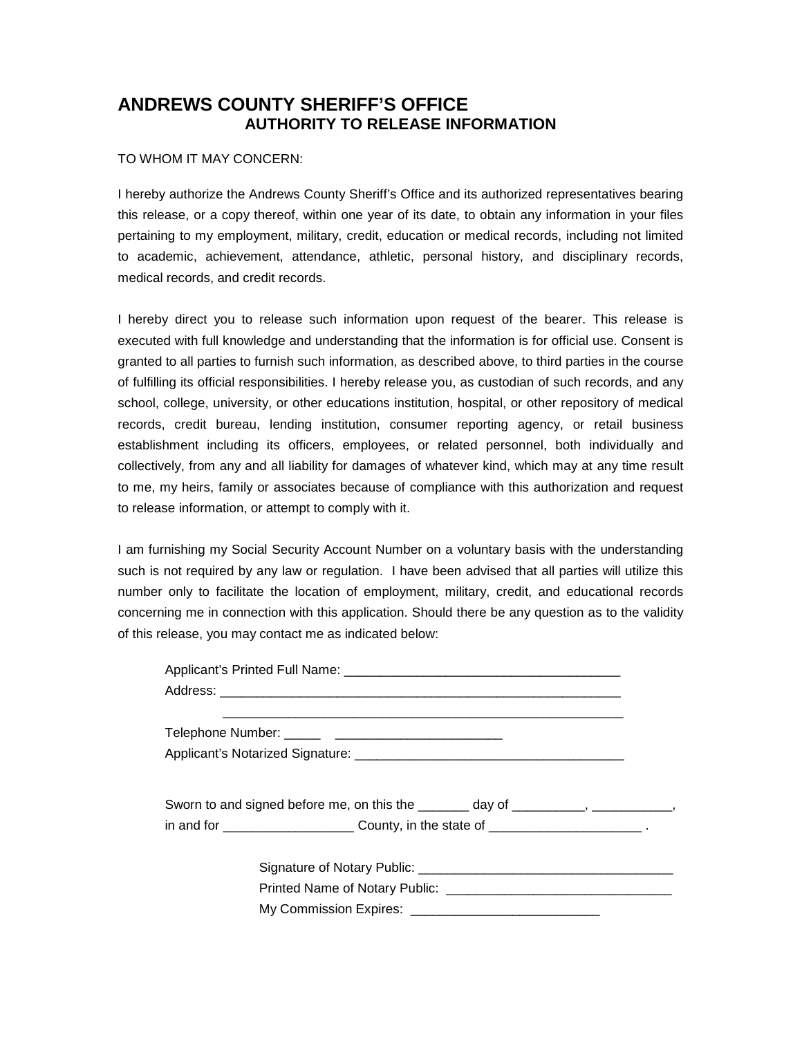# ANDREWS COUNTY SHERIFF'S OFFICE

## AUTHORITY TO RELEASE INFORMATION

TO WHOM IT MAY CONCERN:

I hereby authorize the Andrews County Sheriff's Office and its authorized representatives bearing this release, or a copy thereof, within one year of its date, to obtain any information in your files pertaining to my employment, military, credit, education or medical records, including not limited to academic, achievement, attendance, athletic, personal history, and disciplinary records, medical records, and credit records.

I hereby direct you to release such information upon request of the bearer. This release is executed with full knowledge and understanding that the information is for official use. Consent is granted to all parties to furnish such information, as described above, to third parties in the course of fulfilling its official responsibilities. I hereby release you, as custodian of such records, and any school, college, university, or other educations institution, hospital, or other repository of medical records, credit bureau, lending institution, consumer reporting agency, or retail business establishment including its officers, employees, or related personnel, both individually and collectively, from any and all liability for damages of whatever kind, which may at any time result to me, my heirs, family or associates because of compliance with this authorization and request to release information, or attempt to comply with it.

I am furnishing my Social Security Account Number on a voluntary basis with the understanding such is not required by any law or regulation. I have been advised that all parties will utilize this number only to facilitate the location of employment, military, credit, and educational records concerning me in connection with this application. Should there be any question as to the validity of this release, you may contact me as indicated below:

Applicant's Printed Full Name: ______________________________________

Address: _______________________________________________________

_______________________________________________________

Telephone Number: _____ _______________________

Applicant's Notarized Signature: _____________________________________

Sworn to and signed before me, on this the _______ day of __________, ___________, in and for __________________ County, in the state of _____________________ .

Signature of Notary Public: ___________________________________

Printed Name of Notary Public: _______________________________

My Commission Expires: _________________________